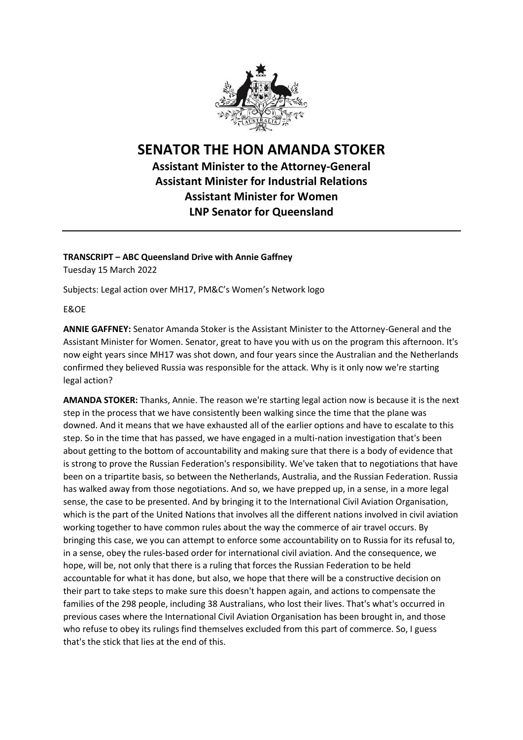# SENATOR THE HON AMANDA STOKER

## Assistant Minister to the Attorney-General
## Assistant Minister for Industrial Relations
## Assistant Minister for Women
## LNP Senator for Queensland

---

**TRANSCRIPT – ABC Queensland Drive with Annie Gaffney**

Tuesday 15 March 2022

Subjects: Legal action over MH17, PM&C's Women's Network logo

E&OE

**ANNIE GAFFNEY:** Senator Amanda Stoker is the Assistant Minister to the Attorney-General and the Assistant Minister for Women. Senator, great to have you with us on the program this afternoon. It's now eight years since MH17 was shot down, and four years since the Australian and the Netherlands confirmed they believed Russia was responsible for the attack. Why is it only now we're starting legal action?

**AMANDA STOKER:** Thanks, Annie. The reason we're starting legal action now is because it is the next step in the process that we have consistently been walking since the time that the plane was downed. And it means that we have exhausted all of the earlier options and have to escalate to this step. So in the time that has passed, we have engaged in a multi-nation investigation that's been about getting to the bottom of accountability and making sure that there is a body of evidence that is strong to prove the Russian Federation's responsibility. We've taken that to negotiations that have been on a tripartite basis, so between the Netherlands, Australia, and the Russian Federation. Russia has walked away from those negotiations. And so, we have prepped up, in a sense, in a more legal sense, the case to be presented. And by bringing it to the International Civil Aviation Organisation, which is the part of the United Nations that involves all the different nations involved in civil aviation working together to have common rules about the way the commerce of air travel occurs. By bringing this case, we you can attempt to enforce some accountability on to Russia for its refusal to, in a sense, obey the rules-based order for international civil aviation. And the consequence, we hope, will be, not only that there is a ruling that forces the Russian Federation to be held accountable for what it has done, but also, we hope that there will be a constructive decision on their part to take steps to make sure this doesn't happen again, and actions to compensate the families of the 298 people, including 38 Australians, who lost their lives. That's what's occurred in previous cases where the International Civil Aviation Organisation has been brought in, and those who refuse to obey its rulings find themselves excluded from this part of commerce. So, I guess that's the stick that lies at the end of this.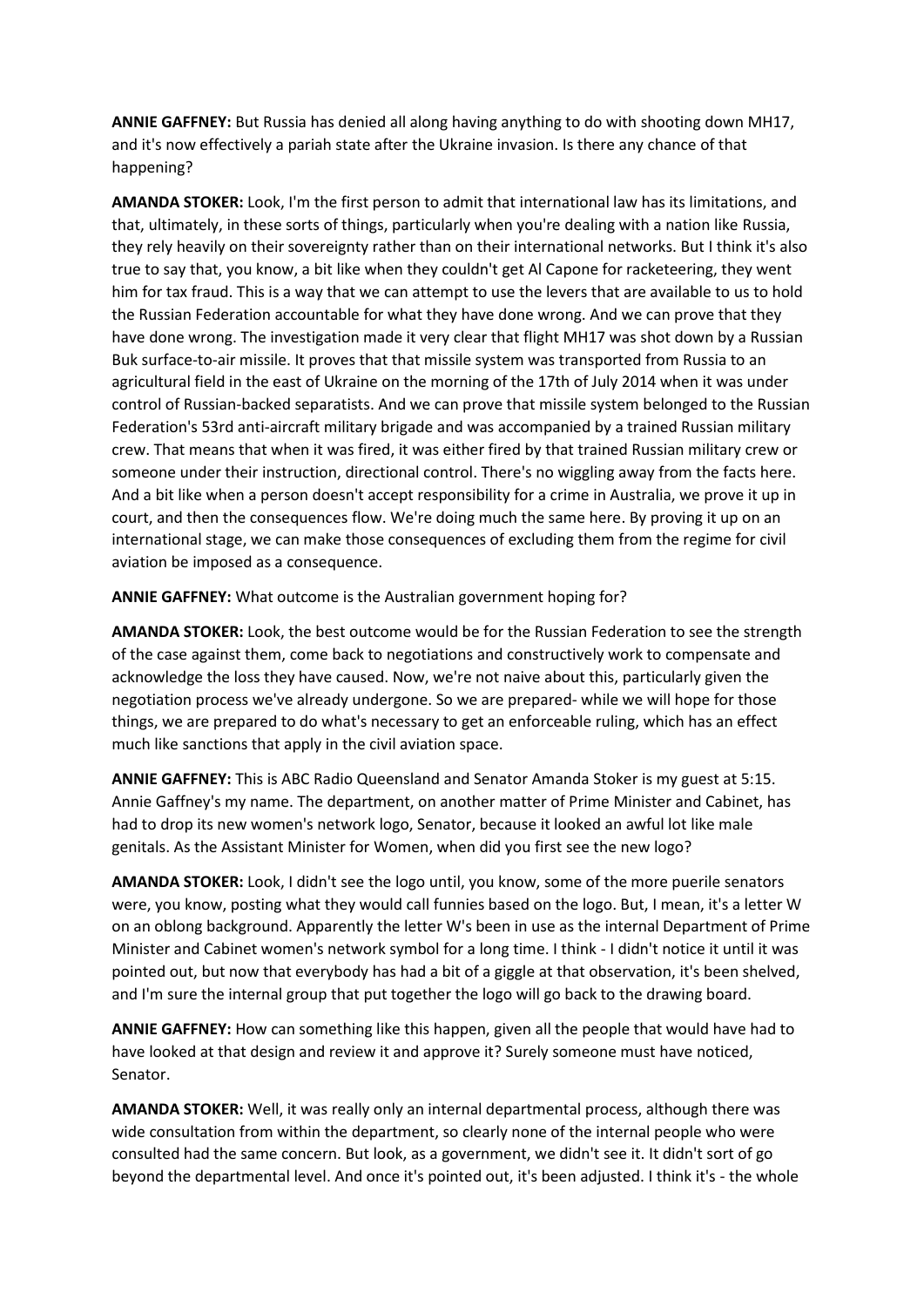**ANNIE GAFFNEY:** But Russia has denied all along having anything to do with shooting down MH17, and it's now effectively a pariah state after the Ukraine invasion. Is there any chance of that happening?

**AMANDA STOKER:** Look, I'm the first person to admit that international law has its limitations, and that, ultimately, in these sorts of things, particularly when you're dealing with a nation like Russia, they rely heavily on their sovereignty rather than on their international networks. But I think it's also true to say that, you know, a bit like when they couldn't get Al Capone for racketeering, they went him for tax fraud. This is a way that we can attempt to use the levers that are available to us to hold the Russian Federation accountable for what they have done wrong. And we can prove that they have done wrong. The investigation made it very clear that flight MH17 was shot down by a Russian Buk surface-to-air missile. It proves that that missile system was transported from Russia to an agricultural field in the east of Ukraine on the morning of the 17th of July 2014 when it was under control of Russian-backed separatists. And we can prove that missile system belonged to the Russian Federation's 53rd anti-aircraft military brigade and was accompanied by a trained Russian military crew. That means that when it was fired, it was either fired by that trained Russian military crew or someone under their instruction, directional control. There's no wiggling away from the facts here. And a bit like when a person doesn't accept responsibility for a crime in Australia, we prove it up in court, and then the consequences flow. We're doing much the same here. By proving it up on an international stage, we can make those consequences of excluding them from the regime for civil aviation be imposed as a consequence.

**ANNIE GAFFNEY:** What outcome is the Australian government hoping for?

**AMANDA STOKER:** Look, the best outcome would be for the Russian Federation to see the strength of the case against them, come back to negotiations and constructively work to compensate and acknowledge the loss they have caused. Now, we're not naive about this, particularly given the negotiation process we've already undergone. So we are prepared- while we will hope for those things, we are prepared to do what's necessary to get an enforceable ruling, which has an effect much like sanctions that apply in the civil aviation space.

**ANNIE GAFFNEY:** This is ABC Radio Queensland and Senator Amanda Stoker is my guest at 5:15. Annie Gaffney's my name. The department, on another matter of Prime Minister and Cabinet, has had to drop its new women's network logo, Senator, because it looked an awful lot like male genitals. As the Assistant Minister for Women, when did you first see the new logo?

**AMANDA STOKER:** Look, I didn't see the logo until, you know, some of the more puerile senators were, you know, posting what they would call funnies based on the logo. But, I mean, it's a letter W on an oblong background. Apparently the letter W's been in use as the internal Department of Prime Minister and Cabinet women's network symbol for a long time. I think - I didn't notice it until it was pointed out, but now that everybody has had a bit of a giggle at that observation, it's been shelved, and I'm sure the internal group that put together the logo will go back to the drawing board.

**ANNIE GAFFNEY:** How can something like this happen, given all the people that would have had to have looked at that design and review it and approve it? Surely someone must have noticed, Senator.

**AMANDA STOKER:** Well, it was really only an internal departmental process, although there was wide consultation from within the department, so clearly none of the internal people who were consulted had the same concern. But look, as a government, we didn't see it. It didn't sort of go beyond the departmental level. And once it's pointed out, it's been adjusted. I think it's - the whole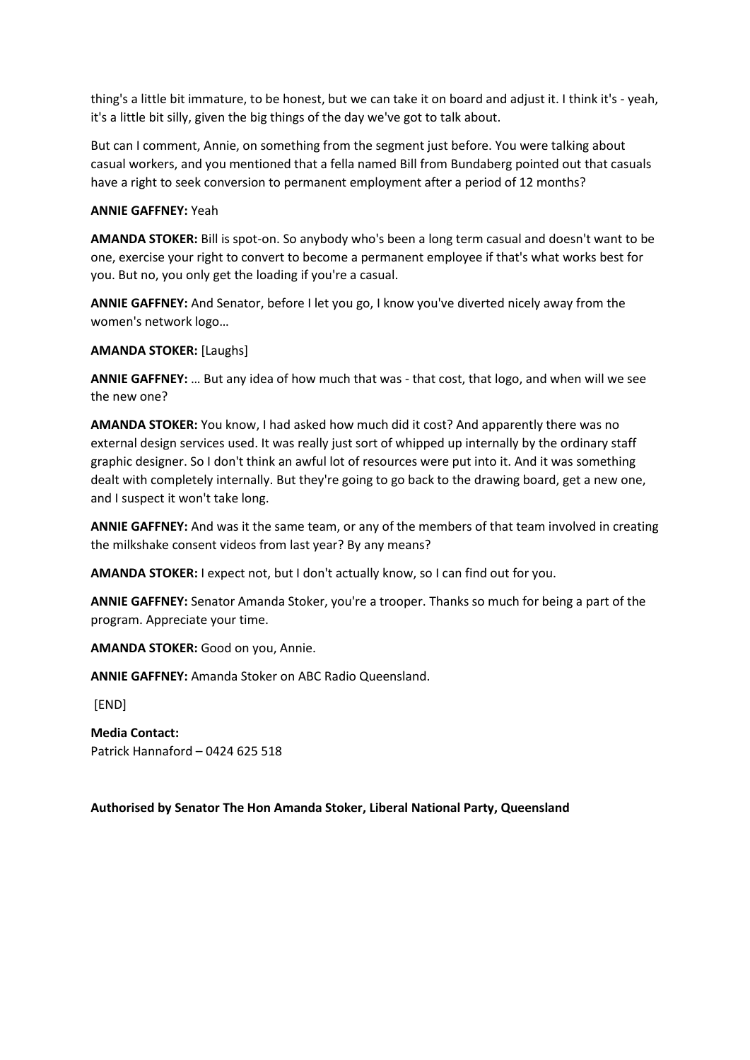thing's a little bit immature, to be honest, but we can take it on board and adjust it. I think it's - yeah, it's a little bit silly, given the big things of the day we've got to talk about.

But can I comment, Annie, on something from the segment just before. You were talking about casual workers, and you mentioned that a fella named Bill from Bundaberg pointed out that casuals have a right to seek conversion to permanent employment after a period of 12 months?

**ANNIE GAFFNEY:** Yeah

**AMANDA STOKER:** Bill is spot-on. So anybody who's been a long term casual and doesn't want to be one, exercise your right to convert to become a permanent employee if that's what works best for you. But no, you only get the loading if you're a casual.

**ANNIE GAFFNEY:** And Senator, before I let you go, I know you've diverted nicely away from the women's network logo…

**AMANDA STOKER:** [Laughs]

**ANNIE GAFFNEY:** … But any idea of how much that was - that cost, that logo, and when will we see the new one?

**AMANDA STOKER:** You know, I had asked how much did it cost? And apparently there was no external design services used. It was really just sort of whipped up internally by the ordinary staff graphic designer. So I don't think an awful lot of resources were put into it. And it was something dealt with completely internally. But they're going to go back to the drawing board, get a new one, and I suspect it won't take long.

**ANNIE GAFFNEY:** And was it the same team, or any of the members of that team involved in creating the milkshake consent videos from last year? By any means?

**AMANDA STOKER:** I expect not, but I don't actually know, so I can find out for you.

**ANNIE GAFFNEY:** Senator Amanda Stoker, you're a trooper. Thanks so much for being a part of the program. Appreciate your time.

**AMANDA STOKER:** Good on you, Annie.

**ANNIE GAFFNEY:** Amanda Stoker on ABC Radio Queensland.

[END]

**Media Contact:**
Patrick Hannaford – 0424 625 518

**Authorised by Senator The Hon Amanda Stoker, Liberal National Party, Queensland**